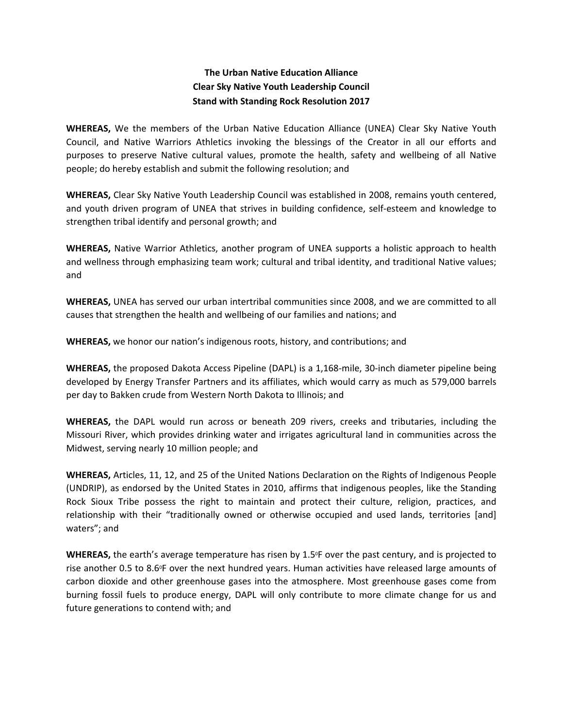**The Urban Native Education Alliance**
**Clear Sky Native Youth Leadership Council**
**Stand with Standing Rock Resolution 2017**

**WHEREAS,** We the members of the Urban Native Education Alliance (UNEA) Clear Sky Native Youth Council, and Native Warriors Athletics invoking the blessings of the Creator in all our efforts and purposes to preserve Native cultural values, promote the health, safety and wellbeing of all Native people; do hereby establish and submit the following resolution; and

**WHEREAS,** Clear Sky Native Youth Leadership Council was established in 2008, remains youth centered, and youth driven program of UNEA that strives in building confidence, self-esteem and knowledge to strengthen tribal identify and personal growth; and

**WHEREAS,** Native Warrior Athletics, another program of UNEA supports a holistic approach to health and wellness through emphasizing team work; cultural and tribal identity, and traditional Native values; and

**WHEREAS,** UNEA has served our urban intertribal communities since 2008, and we are committed to all causes that strengthen the health and wellbeing of our families and nations; and

**WHEREAS,** we honor our nation's indigenous roots, history, and contributions; and

**WHEREAS,** the proposed Dakota Access Pipeline (DAPL) is a 1,168-mile, 30-inch diameter pipeline being developed by Energy Transfer Partners and its affiliates, which would carry as much as 579,000 barrels per day to Bakken crude from Western North Dakota to Illinois; and

**WHEREAS,** the DAPL would run across or beneath 209 rivers, creeks and tributaries, including the Missouri River, which provides drinking water and irrigates agricultural land in communities across the Midwest, serving nearly 10 million people; and

**WHEREAS,** Articles, 11, 12, and 25 of the United Nations Declaration on the Rights of Indigenous People (UNDRIP), as endorsed by the United States in 2010, affirms that indigenous peoples, like the Standing Rock Sioux Tribe possess the right to maintain and protect their culture, religion, practices, and relationship with their "traditionally owned or otherwise occupied and used lands, territories [and] waters"; and

**WHEREAS,** the earth's average temperature has risen by 1.5°F over the past century, and is projected to rise another 0.5 to 8.6°F over the next hundred years. Human activities have released large amounts of carbon dioxide and other greenhouse gases into the atmosphere. Most greenhouse gases come from burning fossil fuels to produce energy, DAPL will only contribute to more climate change for us and future generations to contend with; and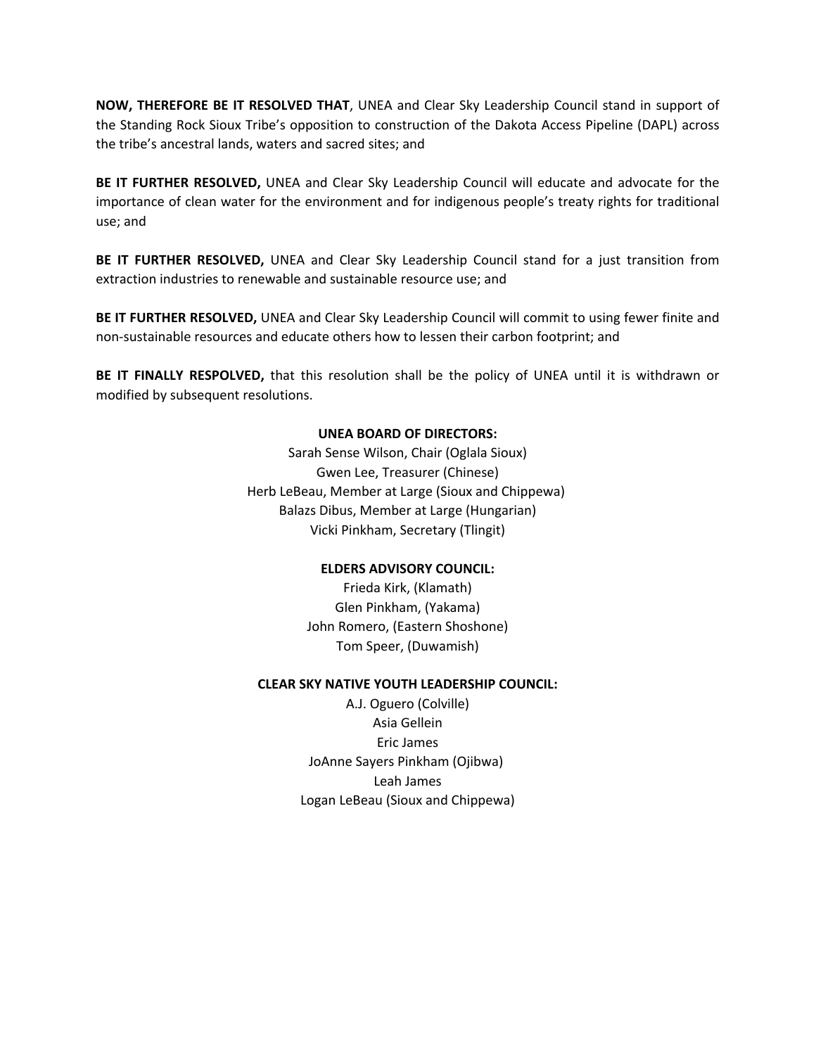**NOW, THEREFORE BE IT RESOLVED THAT**, UNEA and Clear Sky Leadership Council stand in support of the Standing Rock Sioux Tribe's opposition to construction of the Dakota Access Pipeline (DAPL) across the tribe's ancestral lands, waters and sacred sites; and

**BE IT FURTHER RESOLVED,** UNEA and Clear Sky Leadership Council will educate and advocate for the importance of clean water for the environment and for indigenous people's treaty rights for traditional use; and

**BE IT FURTHER RESOLVED,** UNEA and Clear Sky Leadership Council stand for a just transition from extraction industries to renewable and sustainable resource use; and

**BE IT FURTHER RESOLVED,** UNEA and Clear Sky Leadership Council will commit to using fewer finite and non-sustainable resources and educate others how to lessen their carbon footprint; and

**BE IT FINALLY RESPOLVED,** that this resolution shall be the policy of UNEA until it is withdrawn or modified by subsequent resolutions.

**UNEA BOARD OF DIRECTORS:**

Sarah Sense Wilson, Chair (Oglala Sioux)
Gwen Lee, Treasurer (Chinese)
Herb LeBeau, Member at Large (Sioux and Chippewa)
Balazs Dibus, Member at Large (Hungarian)
Vicki Pinkham, Secretary (Tlingit)

**ELDERS ADVISORY COUNCIL:**

Frieda Kirk, (Klamath)
Glen Pinkham, (Yakama)
John Romero, (Eastern Shoshone)
Tom Speer, (Duwamish)

**CLEAR SKY NATIVE YOUTH LEADERSHIP COUNCIL:**

A.J. Oguero (Colville)
Asia Gellein
Eric James
JoAnne Sayers Pinkham (Ojibwa)
Leah James
Logan LeBeau (Sioux and Chippewa)